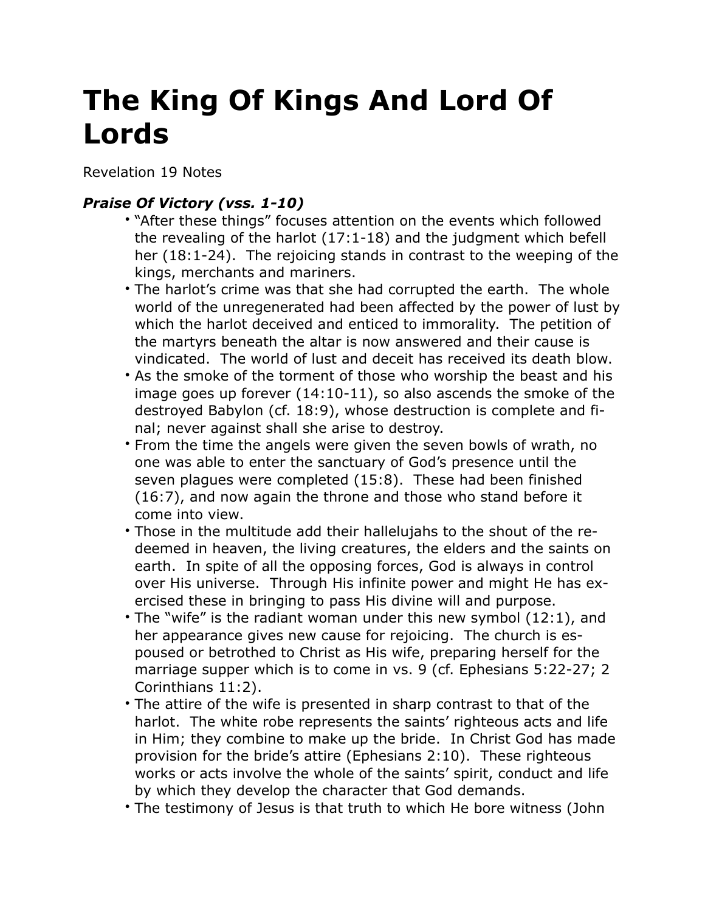# The King Of Kings And Lord Of Lords

Revelation 19 Notes

### *Praise Of Victory (vss. 1-10)*

- "After these things" focuses attention on the events which followed the revealing of the harlot (17:1-18) and the judgment which befell her (18:1-24). The rejoicing stands in contrast to the weeping of the kings, merchants and mariners.
- The harlot's crime was that she had corrupted the earth. The whole world of the unregenerated had been affected by the power of lust by which the harlot deceived and enticed to immorality. The petition of the martyrs beneath the altar is now answered and their cause is vindicated. The world of lust and deceit has received its death blow.
- As the smoke of the torment of those who worship the beast and his image goes up forever (14:10-11), so also ascends the smoke of the destroyed Babylon (cf. 18:9), whose destruction is complete and final; never against shall she arise to destroy.
- From the time the angels were given the seven bowls of wrath, no one was able to enter the sanctuary of God's presence until the seven plagues were completed (15:8). These had been finished (16:7), and now again the throne and those who stand before it come into view.
- Those in the multitude add their hallelujahs to the shout of the redeemed in heaven, the living creatures, the elders and the saints on earth. In spite of all the opposing forces, God is always in control over His universe. Through His infinite power and might He has exercised these in bringing to pass His divine will and purpose.
- The "wife" is the radiant woman under this new symbol (12:1), and her appearance gives new cause for rejoicing. The church is espoused or betrothed to Christ as His wife, preparing herself for the marriage supper which is to come in vs. 9 (cf. Ephesians 5:22-27; 2 Corinthians 11:2).
- The attire of the wife is presented in sharp contrast to that of the harlot. The white robe represents the saints' righteous acts and life in Him; they combine to make up the bride. In Christ God has made provision for the bride's attire (Ephesians 2:10). These righteous works or acts involve the whole of the saints' spirit, conduct and life by which they develop the character that God demands.
- The testimony of Jesus is that truth to which He bore witness (John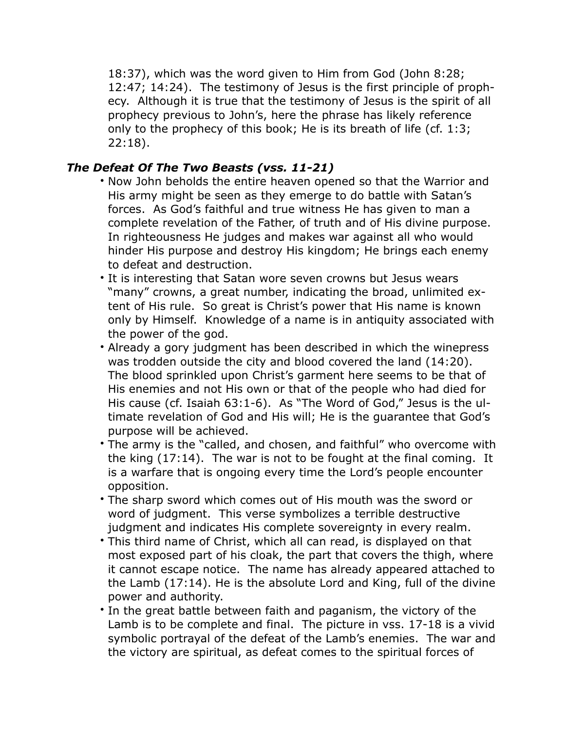18:37), which was the word given to Him from God (John 8:28; 12:47; 14:24). The testimony of Jesus is the first principle of prophecy. Although it is true that the testimony of Jesus is the spirit of all prophecy previous to John's, here the phrase has likely reference only to the prophecy of this book; He is its breath of life (cf. 1:3; 22:18).

### *The Defeat Of The Two Beasts (vss. 11-21)*

- Now John beholds the entire heaven opened so that the Warrior and His army might be seen as they emerge to do battle with Satan's forces. As God's faithful and true witness He has given to man a complete revelation of the Father, of truth and of His divine purpose. In righteousness He judges and makes war against all who would hinder His purpose and destroy His kingdom; He brings each enemy to defeat and destruction.
- It is interesting that Satan wore seven crowns but Jesus wears "many" crowns, a great number, indicating the broad, unlimited extent of His rule. So great is Christ's power that His name is known only by Himself. Knowledge of a name is in antiquity associated with the power of the god.
- Already a gory judgment has been described in which the winepress was trodden outside the city and blood covered the land (14:20). The blood sprinkled upon Christ's garment here seems to be that of His enemies and not His own or that of the people who had died for His cause (cf. Isaiah 63:1-6). As "The Word of God," Jesus is the ultimate revelation of God and His will; He is the guarantee that God's purpose will be achieved.
- The army is the "called, and chosen, and faithful" who overcome with the king (17:14). The war is not to be fought at the final coming. It is a warfare that is ongoing every time the Lord's people encounter opposition.
- The sharp sword which comes out of His mouth was the sword or word of judgment. This verse symbolizes a terrible destructive judgment and indicates His complete sovereignty in every realm.
- This third name of Christ, which all can read, is displayed on that most exposed part of his cloak, the part that covers the thigh, where it cannot escape notice. The name has already appeared attached to the Lamb (17:14). He is the absolute Lord and King, full of the divine power and authority.
- In the great battle between faith and paganism, the victory of the Lamb is to be complete and final. The picture in vss. 17-18 is a vivid symbolic portrayal of the defeat of the Lamb's enemies. The war and the victory are spiritual, as defeat comes to the spiritual forces of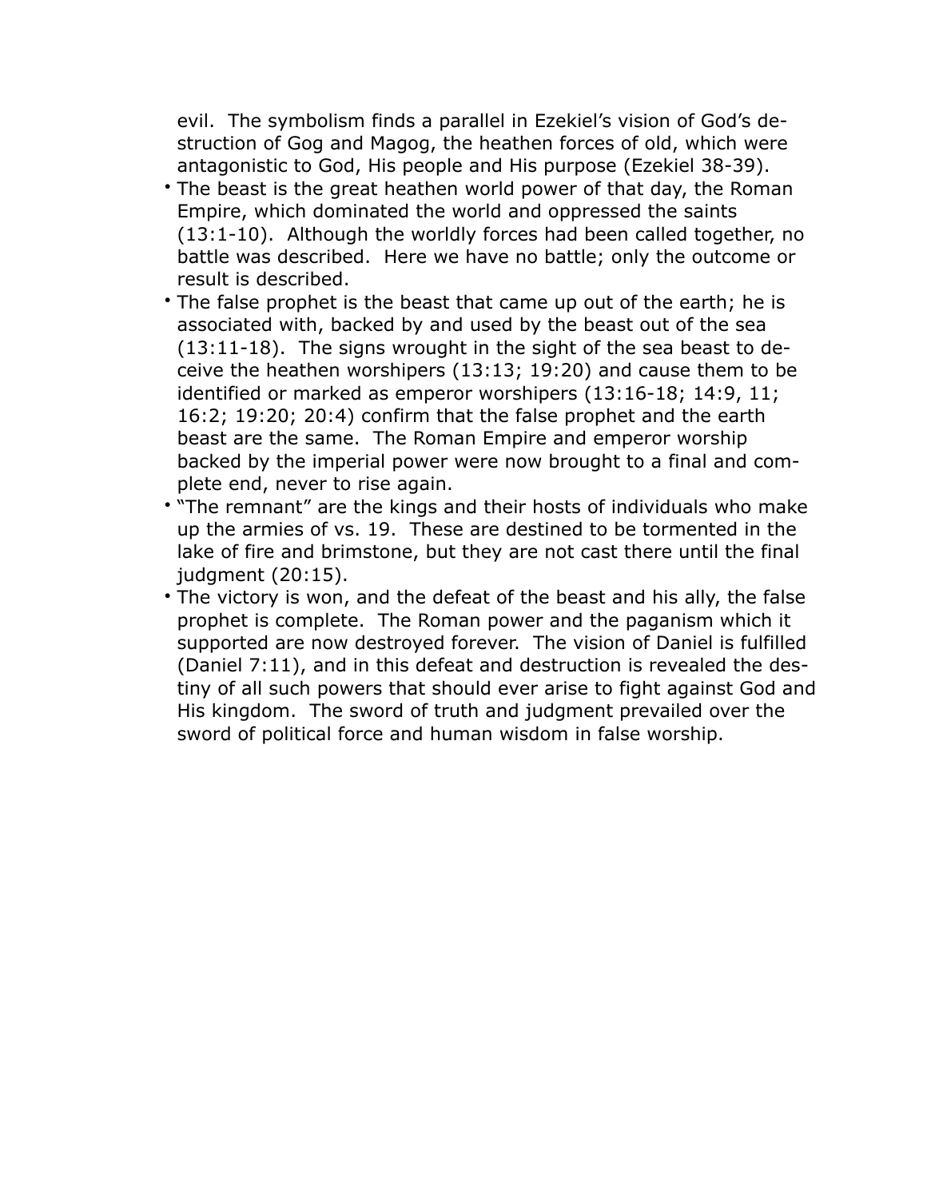evil. The symbolism finds a parallel in Ezekiel's vision of God's destruction of Gog and Magog, the heathen forces of old, which were antagonistic to God, His people and His purpose (Ezekiel 38-39).

- The beast is the great heathen world power of that day, the Roman Empire, which dominated the world and oppressed the saints (13:1-10). Although the worldly forces had been called together, no battle was described. Here we have no battle; only the outcome or result is described.
- The false prophet is the beast that came up out of the earth; he is associated with, backed by and used by the beast out of the sea (13:11-18). The signs wrought in the sight of the sea beast to deceive the heathen worshipers (13:13; 19:20) and cause them to be identified or marked as emperor worshipers (13:16-18; 14:9, 11; 16:2; 19:20; 20:4) confirm that the false prophet and the earth beast are the same. The Roman Empire and emperor worship backed by the imperial power were now brought to a final and complete end, never to rise again.
- "The remnant" are the kings and their hosts of individuals who make up the armies of vs. 19. These are destined to be tormented in the lake of fire and brimstone, but they are not cast there until the final judgment (20:15).
- The victory is won, and the defeat of the beast and his ally, the false prophet is complete. The Roman power and the paganism which it supported are now destroyed forever. The vision of Daniel is fulfilled (Daniel 7:11), and in this defeat and destruction is revealed the destiny of all such powers that should ever arise to fight against God and His kingdom. The sword of truth and judgment prevailed over the sword of political force and human wisdom in false worship.